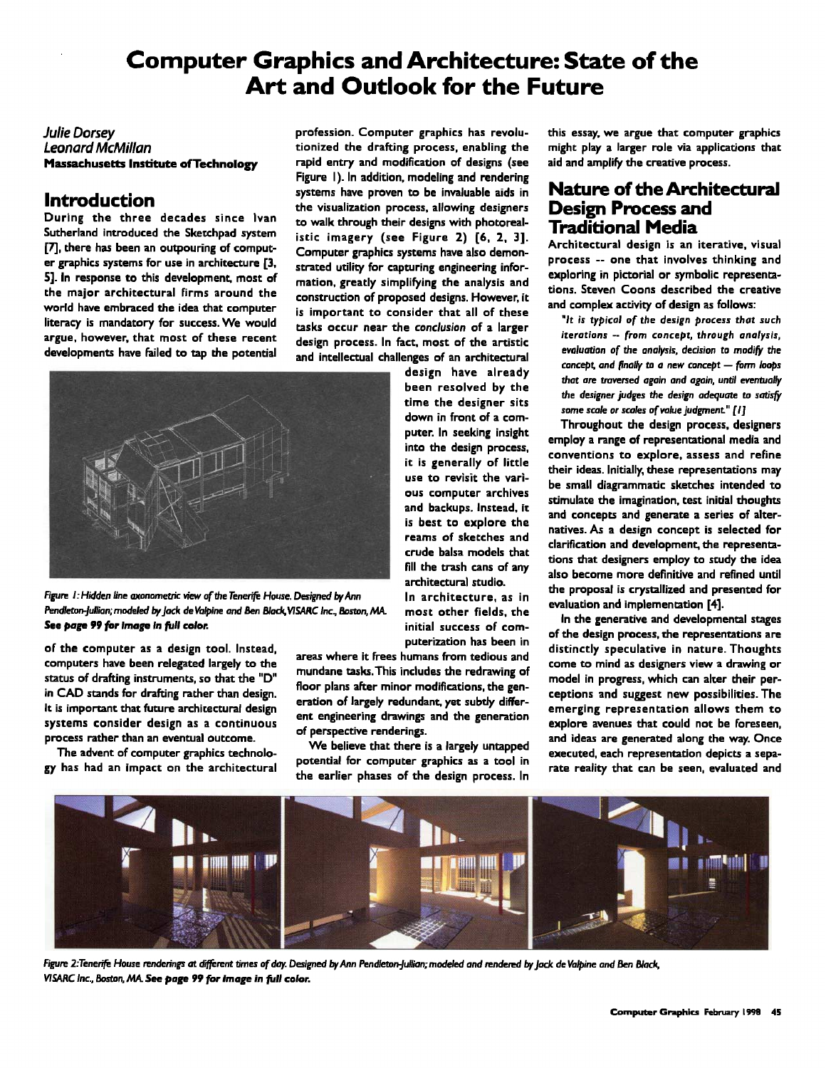# Computer Graphics and Architecture: State of the Art and Outlook for the Future

*Julie Dorsey*
*Leonard McMillan*
**Massachusetts Institute of Technology**

## Introduction

During the three decades since Ivan Sutherland introduced the Sketchpad system [7], there has been an outpouring of computer graphics systems for use in architecture [3, 5]. In response to this development, most of the major architectural firms around the world have embraced the idea that computer literacy is mandatory for success. We would argue, however, that most of these recent developments have failed to tap the potential of the computer as a design tool. Instead, computers have been relegated largely to the status of drafting instruments, so that the "D" in CAD stands for drafting rather than design. It is important that future architectural design systems consider design as a continuous process rather than an eventual outcome.

The advent of computer graphics technology has had an impact on the architectural profession. Computer graphics has revolutionized the drafting process, enabling the rapid entry and modification of designs (see Figure 1). In addition, modeling and rendering systems have proven to be invaluable aids in the visualization process, allowing designers to walk through their designs with photorealistic imagery (see Figure 2) [6, 2, 3]. Computer graphics systems have also demonstrated utility for capturing engineering information, greatly simplifying the analysis and construction of proposed designs. However, it is important to consider that all of these tasks occur near the *conclusion* of a larger design process. In fact, most of the artistic and intellectual challenges of an architectural design have already been resolved by the time the designer sits down in front of a computer. In seeking insight into the design process, it is generally of little use to revisit the various computer archives and backups. Instead, it is best to explore the reams of sketches and crude balsa models that fill the trash cans of any architectural studio.

*Figure 1: Hidden line axonometric view of the Tenerife House. Designed by Ann Pendleton-Jullian; modeled by Jack de Valpine and Ben Black, VISARC Inc., Boston, MA.* ***See page 99 for image in full color.***

In architecture, as in most other fields, the initial success of computerization has been in areas where it frees humans from tedious and mundane tasks. This includes the redrawing of floor plans after minor modifications, the generation of largely redundant, yet subtly different engineering drawings and the generation of perspective renderings.

We believe that there is a largely untapped potential for computer graphics as a tool in the earlier phases of the design process. In this essay, we argue that computer graphics might play a larger role via applications that aid and amplify the creative process.

## Nature of the Architectural Design Process and Traditional Media

Architectural design is an iterative, visual process -- one that involves thinking and exploring in pictorial or symbolic representations. Steven Coons described the creative and complex activity of design as follows:

> *"It is typical of the design process that such iterations -- from concept, through analysis, evaluation of the analysis, decision to modify the concept, and finally to a new concept — form loops that are traversed again and again, until eventually the designer judges the design adequate to satisfy some scale or scales of value judgment." [1]*

Throughout the design process, designers employ a range of representational media and conventions to explore, assess and refine their ideas. Initially, these representations may be small diagrammatic sketches intended to stimulate the imagination, test initial thoughts and concepts and generate a series of alternatives. As a design concept is selected for clarification and development, the representations that designers employ to study the idea also become more definitive and refined until the proposal is crystallized and presented for evaluation and implementation [4].

In the generative and developmental stages of the design process, the representations are distinctly speculative in nature. Thoughts come to mind as designers view a drawing or model in progress, which can alter their perceptions and suggest new possibilities. The emerging representation allows them to explore avenues that could not be foreseen, and ideas are generated along the way. Once executed, each representation depicts a separate reality that can be seen, evaluated and

*Figure 2: Tenerife House renderings at different times of day. Designed by Ann Pendleton-Jullian; modeled and rendered by Jack de Valpine and Ben Black, VISARC Inc., Boston, MA.* ***See page 99 for image in full color.***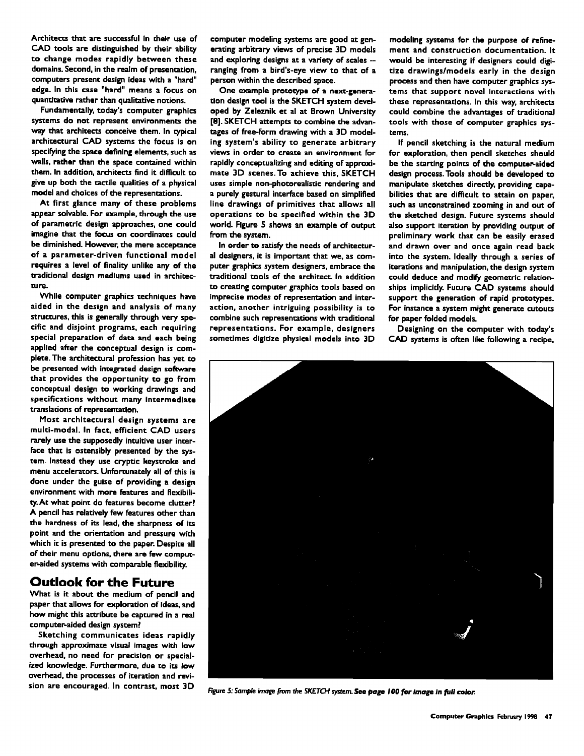Architects that are successful in their use of CAD tools are distinguished by their ability to change modes rapidly between these domains. Second, in the realm of presentation, computers present design ideas with a "hard" edge. In this case "hard" means a focus on quantitative rather than qualitative notions.

Fundamentally, today's computer graphics systems do not represent environments the way that architects conceive them. In typical architectural CAD systems the focus is on specifying the space defining elements, such as walls, rather than the space contained within them. In addition, architects find it difficult to give up both the tactile qualities of a physical model and choices of the representations.

At first glance many of these problems appear solvable. For example, through the use of parametric design approaches, one could imagine that the focus on coordinates could be diminished. However, the mere acceptance of a parameter-driven functional model requires a level of finality unlike any of the traditional design mediums used in architecture.

While computer graphics techniques have aided in the design and analysis of many structures, this is generally through very specific and disjoint programs, each requiring special preparation of data and each being applied after the conceptual design is complete. The architectural profession has yet to be presented with integrated design software that provides the opportunity to go from conceptual design to working drawings and specifications without many intermediate translations of representation.

Most architectural design systems are multi-modal. In fact, efficient CAD users rarely use the supposedly intuitive user interface that is ostensibly presented by the system. Instead they use cryptic keystroke and menu accelerators. Unfortunately all of this is done under the guise of providing a design environment with more features and flexibility. At what point do features become clutter? A pencil has relatively few features other than the hardness of its lead, the sharpness of its point and the orientation and pressure with which it is presented to the paper. Despite all of their menu options, there are few computer-aided systems with comparable flexibility.

## Outlook for the Future

What is it about the medium of pencil and paper that allows for exploration of ideas, and how might this attribute be captured in a real computer-aided design system?

Sketching communicates ideas rapidly through approximate visual images with low overhead, no need for precision or specialized knowledge. Furthermore, due to its low overhead, the processes of iteration and revision are encouraged. In contrast, most 3D computer modeling systems are good at generating arbitrary views of precise 3D models and exploring designs at a variety of scales -- ranging from a bird's-eye view to that of a person within the described space.

One example prototype of a next-generation design tool is the SKETCH system developed by Zeleznik et al at Brown University [8]. SKETCH attempts to combine the advantages of free-form drawing with a 3D modeling system's ability to generate arbitrary views in order to create an environment for rapidly conceptualizing and editing of approximate 3D scenes. To achieve this, SKETCH uses simple non-photorealistic rendering and a purely gestural interface based on simplified line drawings of primitives that allows all operations to be specified within the 3D world. Figure 5 shows an example of output from the system.

In order to satisfy the needs of architectural designers, it is important that we, as computer graphics system designers, embrace the traditional tools of the architect. In addition to creating computer graphics tools based on imprecise modes of representation and interaction, another intriguing possibility is to combine such representations with traditional representations. For example, designers sometimes digitize physical models into 3D modeling systems for the purpose of refinement and construction documentation. It would be interesting if designers could digitize drawings/models early in the design process and then have computer graphics systems that support novel interactions with these representations. In this way, architects could combine the advantages of traditional tools with those of computer graphics systems.

If pencil sketching is the natural medium for exploration, then pencil sketches should be the starting points of the computer-aided design process. Tools should be developed to manipulate sketches directly, providing capabilities that are difficult to attain on paper, such as unconstrained zooming in and out of the sketched design. Future systems should also support iteration by providing output of preliminary work that can be easily erased and drawn over and once again read back into the system. Ideally through a series of iterations and manipulation, the design system could deduce and modify geometric relationships implicitly. Future CAD systems should support the generation of rapid prototypes. For instance a system might generate cutouts for paper folded models.

Designing on the computer with today's CAD systems is often like following a recipe,

*Figure 5: Sample image from the SKETCH system.* ***See page 100 for image in full color.***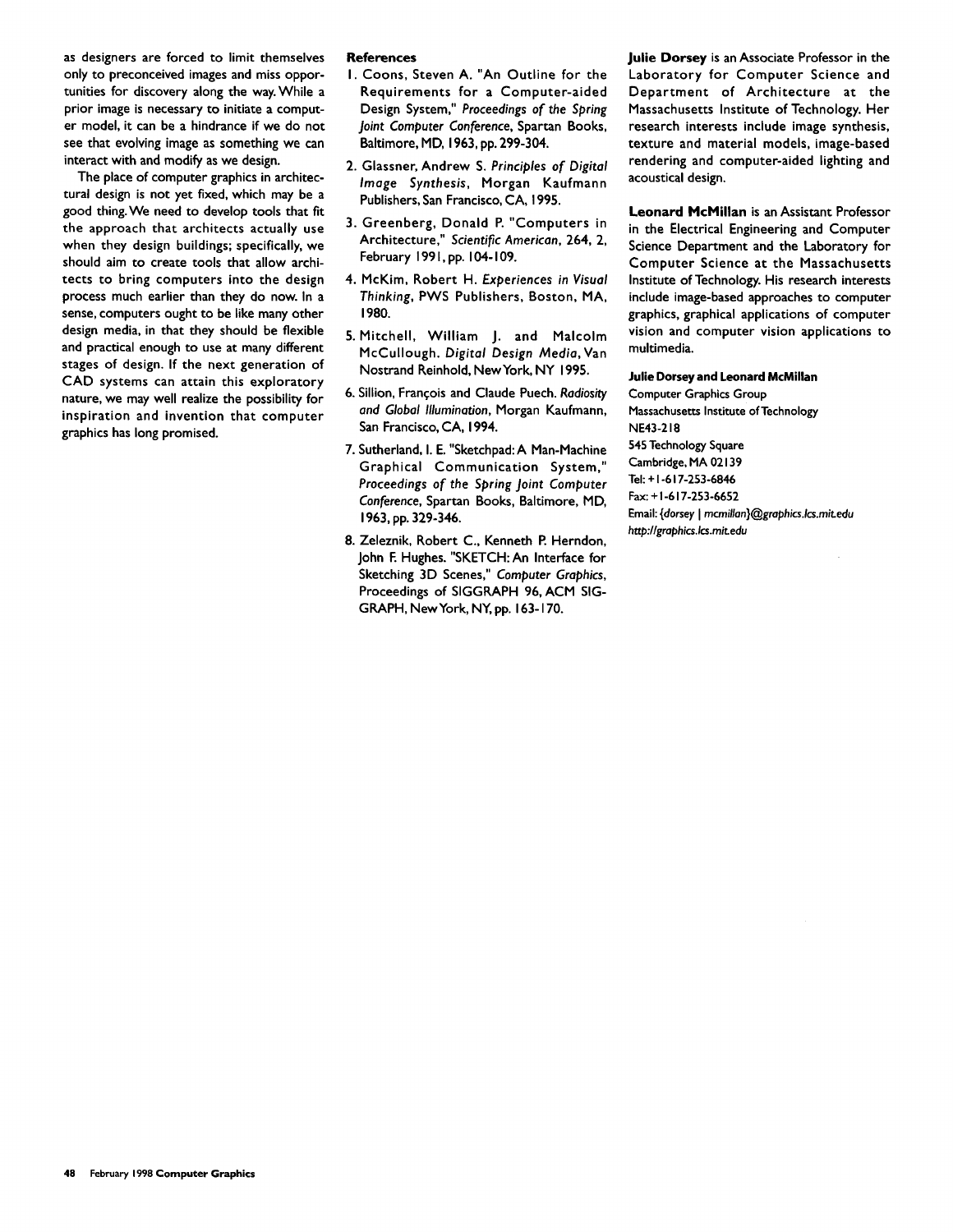as designers are forced to limit themselves only to preconceived images and miss opportunities for discovery along the way. While a prior image is necessary to initiate a computer model, it can be a hindrance if we do not see that evolving image as something we can interact with and modify as we design.

The place of computer graphics in architectural design is not yet fixed, which may be a good thing. We need to develop tools that fit the approach that architects actually use when they design buildings; specifically, we should aim to create tools that allow architects to bring computers into the design process much earlier than they do now. In a sense, computers ought to be like many other design media, in that they should be flexible and practical enough to use at many different stages of design. If the next generation of CAD systems can attain this exploratory nature, we may well realize the possibility for inspiration and invention that computer graphics has long promised.

**References**

1. Coons, Steven A. "An Outline for the Requirements for a Computer-aided Design System," *Proceedings of the Spring Joint Computer Conference*, Spartan Books, Baltimore, MD, 1963, pp. 299-304.
2. Glassner, Andrew S. *Principles of Digital Image Synthesis*, Morgan Kaufmann Publishers, San Francisco, CA, 1995.
3. Greenberg, Donald P. "Computers in Architecture," *Scientific American*, 264, 2, February 1991, pp. 104-109.
4. McKim, Robert H. *Experiences in Visual Thinking*, PWS Publishers, Boston, MA, 1980.
5. Mitchell, William J. and Malcolm McCullough. *Digital Design Media*, Van Nostrand Reinhold, New York, NY 1995.
6. Sillion, François and Claude Puech. *Radiosity and Global Illumination*, Morgan Kaufmann, San Francisco, CA, 1994.
7. Sutherland, I. E. "Sketchpad: A Man-Machine Graphical Communication System," *Proceedings of the Spring Joint Computer Conference*, Spartan Books, Baltimore, MD, 1963, pp. 329-346.
8. Zeleznik, Robert C., Kenneth P. Herndon, John F. Hughes. "SKETCH: An Interface for Sketching 3D Scenes," *Computer Graphics*, Proceedings of SIGGRAPH 96, ACM SIGGRAPH, New York, NY, pp. 163-170.

**Julie Dorsey** is an Associate Professor in the Laboratory for Computer Science and Department of Architecture at the Massachusetts Institute of Technology. Her research interests include image synthesis, texture and material models, image-based rendering and computer-aided lighting and acoustical design.

**Leonard McMillan** is an Assistant Professor in the Electrical Engineering and Computer Science Department and the Laboratory for Computer Science at the Massachusetts Institute of Technology. His research interests include image-based approaches to computer graphics, graphical applications of computer vision and computer vision applications to multimedia.

**Julie Dorsey and Leonard McMillan**
Computer Graphics Group
Massachusetts Institute of Technology
NE43-218
545 Technology Square
Cambridge, MA 02139
Tel: +1-617-253-6846
Fax: +1-617-253-6652
Email: *{dorsey | mcmillan}@graphics.lcs.mit.edu*
*http://graphics.lcs.mit.edu*